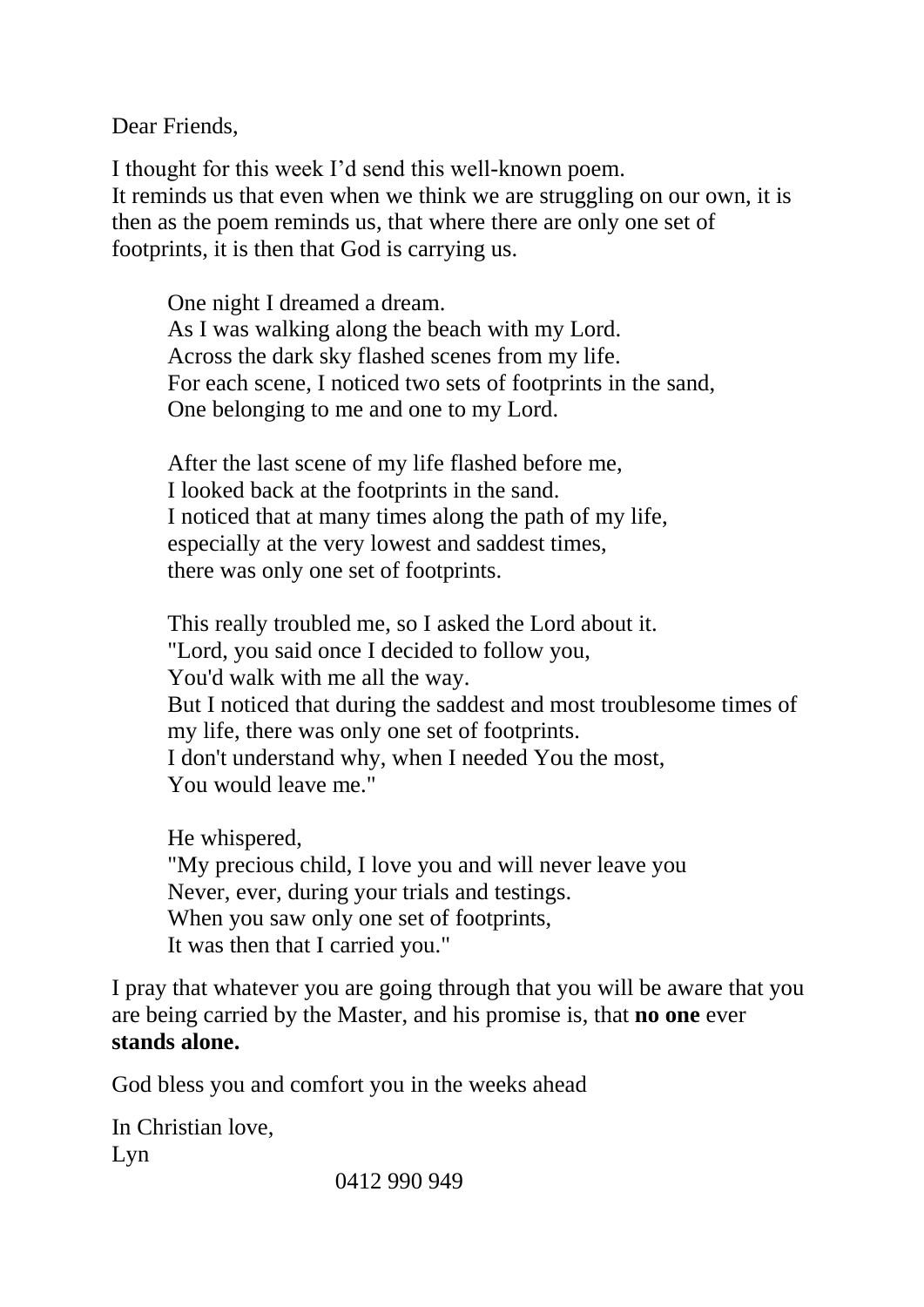Dear Friends,

I thought for this week I'd send this well-known poem.
It reminds us that even when we think we are struggling on our own, it is then as the poem reminds us, that where there are only one set of footprints, it is then that God is carrying us.

> One night I dreamed a dream.
> As I was walking along the beach with my Lord.
> Across the dark sky flashed scenes from my life.
> For each scene, I noticed two sets of footprints in the sand,
> One belonging to me and one to my Lord.
>
> After the last scene of my life flashed before me,
> I looked back at the footprints in the sand.
> I noticed that at many times along the path of my life,
> especially at the very lowest and saddest times,
> there was only one set of footprints.
>
> This really troubled me, so I asked the Lord about it.
> "Lord, you said once I decided to follow you,
> You'd walk with me all the way.
> But I noticed that during the saddest and most troublesome times of my life, there was only one set of footprints.
> I don't understand why, when I needed You the most,
> You would leave me."
>
> He whispered,
> "My precious child, I love you and will never leave you
> Never, ever, during your trials and testings.
> When you saw only one set of footprints,
> It was then that I carried you."

I pray that whatever you are going through that you will be aware that you are being carried by the Master, and his promise is, that **no one** ever **stands alone.**

God bless you and comfort you in the weeks ahead

In Christian love,
Lyn

0412 990 949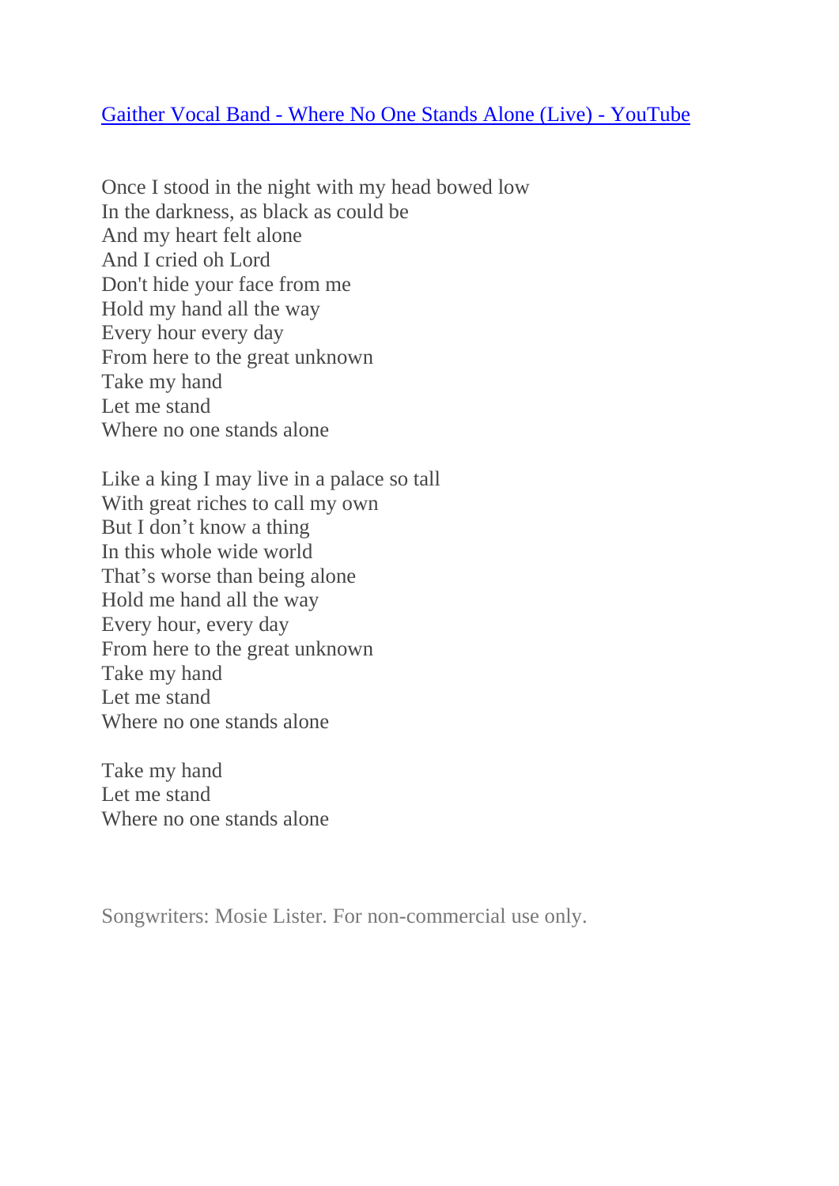[Gaither Vocal Band - Where No One Stands Alone (Live) - YouTube]

Once I stood in the night with my head bowed low
In the darkness, as black as could be
And my heart felt alone
And I cried oh Lord
Don't hide your face from me
Hold my hand all the way
Every hour every day
From here to the great unknown
Take my hand
Let me stand
Where no one stands alone

Like a king I may live in a palace so tall
With great riches to call my own
But I don't know a thing
In this whole wide world
That's worse than being alone
Hold me hand all the way
Every hour, every day
From here to the great unknown
Take my hand
Let me stand
Where no one stands alone

Take my hand
Let me stand
Where no one stands alone

Songwriters: Mosie Lister. For non-commercial use only.